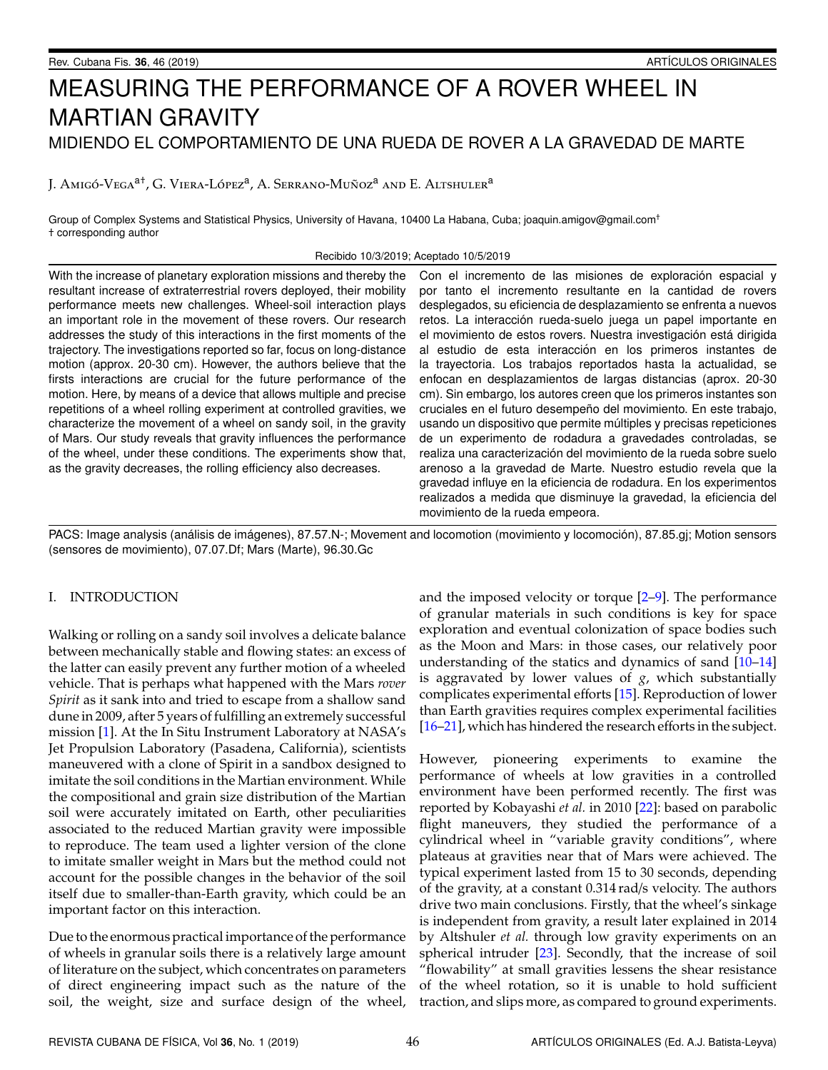# MEASURING THE PERFORMANCE OF A ROVER WHEEL IN MARTIAN GRAVITY

## MIDIENDO EL COMPORTAMIENTO DE UNA RUEDA DE ROVER A LA GRAVEDAD DE MARTE

J. Amigó-Vega[a†], G. Viera-López[a], A. Serrano-Muñoz[a] and E. Altshuler[a]

Group of Complex Systems and Statistical Physics, University of Havana, 10400 La Habana, Cuba; joaquin.amigov@gmail.com[†]
† corresponding author

Recibido 10/3/2019; Aceptado 10/5/2019

With the increase of planetary exploration missions and thereby the resultant increase of extraterrestrial rovers deployed, their mobility performance meets new challenges. Wheel-soil interaction plays an important role in the movement of these rovers. Our research addresses the study of this interactions in the first moments of the trajectory. The investigations reported so far, focus on long-distance motion (approx. 20-30 cm). However, the authors believe that the firsts interactions are crucial for the future performance of the motion. Here, by means of a device that allows multiple and precise repetitions of a wheel rolling experiment at controlled gravities, we characterize the movement of a wheel on sandy soil, in the gravity of Mars. Our study reveals that gravity influences the performance of the wheel, under these conditions. The experiments show that, as the gravity decreases, the rolling efficiency also decreases.

Con el incremento de las misiones de exploración espacial y por tanto el incremento resultante en la cantidad de rovers desplegados, su eficiencia de desplazamiento se enfrenta a nuevos retos. La interacción rueda-suelo juega un papel importante en el movimiento de estos rovers. Nuestra investigación está dirigida al estudio de esta interacción en los primeros instantes de la trayectoria. Los trabajos reportados hasta la actualidad, se enfocan en desplazamientos de largas distancias (aprox. 20-30 cm). Sin embargo, los autores creen que los primeros instantes son cruciales en el futuro desempeño del movimiento. En este trabajo, usando un dispositivo que permite múltiples y precisas repeticiones de un experimento de rodadura a gravedades controladas, se realiza una caracterización del movimiento de la rueda sobre suelo arenoso a la gravedad de Marte. Nuestro estudio revela que la gravedad influye en la eficiencia de rodadura. En los experimentos realizados a medida que disminuye la gravedad, la eficiencia del movimiento de la rueda empeora.

PACS: Image analysis (análisis de imágenes), 87.57.N-; Movement and locomotion (movimiento y locomoción), 87.85.gj; Motion sensors (sensores de movimiento), 07.07.Df; Mars (Marte), 96.30.Gc

## I. INTRODUCTION

Walking or rolling on a sandy soil involves a delicate balance between mechanically stable and flowing states: an excess of the latter can easily prevent any further motion of a wheeled vehicle. That is perhaps what happened with the Mars *rover Spirit* as it sank into and tried to escape from a shallow sand dune in 2009, after 5 years of fulfilling an extremely successful mission [1]. At the In Situ Instrument Laboratory at NASA's Jet Propulsion Laboratory (Pasadena, California), scientists maneuvered with a clone of Spirit in a sandbox designed to imitate the soil conditions in the Martian environment. While the compositional and grain size distribution of the Martian soil were accurately imitated on Earth, other peculiarities associated to the reduced Martian gravity were impossible to reproduce. The team used a lighter version of the clone to imitate smaller weight in Mars but the method could not account for the possible changes in the behavior of the soil itself due to smaller-than-Earth gravity, which could be an important factor on this interaction.

Due to the enormous practical importance of the performance of wheels in granular soils there is a relatively large amount of literature on the subject, which concentrates on parameters of direct engineering impact such as the nature of the soil, the weight, size and surface design of the wheel, and the imposed velocity or torque [2–9]. The performance of granular materials in such conditions is key for space exploration and eventual colonization of space bodies such as the Moon and Mars: in those cases, our relatively poor understanding of the statics and dynamics of sand [10–14] is aggravated by lower values of $g$, which substantially complicates experimental efforts [15]. Reproduction of lower than Earth gravities requires complex experimental facilities [16–21], which has hindered the research efforts in the subject.

However, pioneering experiments to examine the performance of wheels at low gravities in a controlled environment have been performed recently. The first was reported by Kobayashi *et al.* in 2010 [22]: based on parabolic flight maneuvers, they studied the performance of a cylindrical wheel in "variable gravity conditions", where plateaus at gravities near that of Mars were achieved. The typical experiment lasted from 15 to 30 seconds, depending of the gravity, at a constant 0.314 rad/s velocity. The authors drive two main conclusions. Firstly, that the wheel's sinkage is independent from gravity, a result later explained in 2014 by Altshuler *et al.* through low gravity experiments on an spherical intruder [23]. Secondly, that the increase of soil "flowability" at small gravities lessens the shear resistance of the wheel rotation, so it is unable to hold sufficient traction, and slips more, as compared to ground experiments.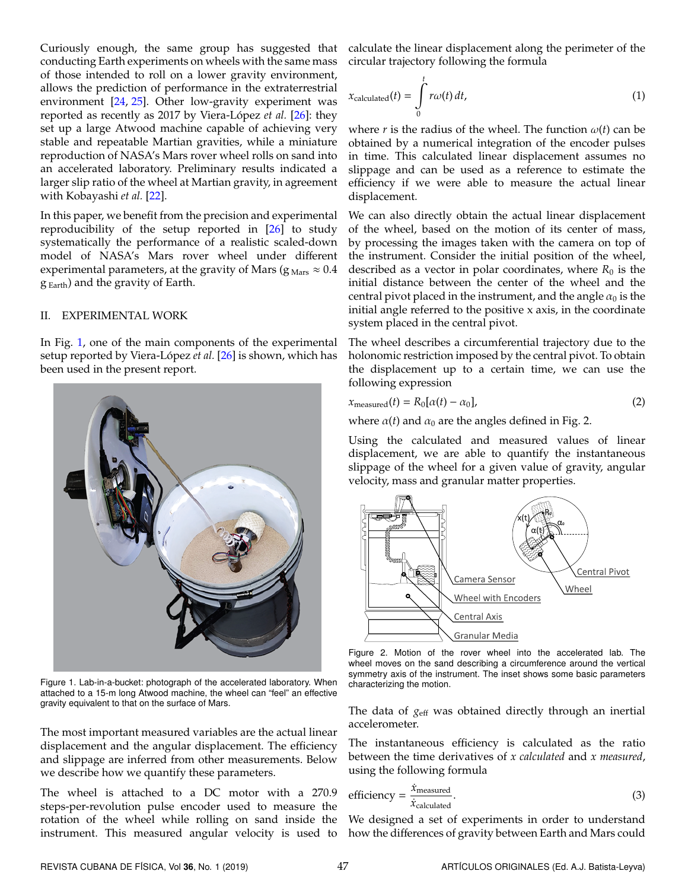Curiously enough, the same group has suggested that conducting Earth experiments on wheels with the same mass of those intended to roll on a lower gravity environment, allows the prediction of performance in the extraterrestrial environment [24, 25]. Other low-gravity experiment was reported as recently as 2017 by Viera-López *et al.* [26]: they set up a large Atwood machine capable of achieving very stable and repeatable Martian gravities, while a miniature reproduction of NASA's Mars rover wheel rolls on sand into an accelerated laboratory. Preliminary results indicated a larger slip ratio of the wheel at Martian gravity, in agreement with Kobayashi *et al.* [22].

In this paper, we benefit from the precision and experimental reproducibility of the setup reported in [26] to study systematically the performance of a realistic scaled-down model of NASA's Mars rover wheel under different experimental parameters, at the gravity of Mars ($g_{\text{Mars}} \approx 0.4\, g_{\text{Earth}}$) and the gravity of Earth.

## II. EXPERIMENTAL WORK

In Fig. 1, one of the main components of the experimental setup reported by Viera-López *et al.* [26] is shown, which has been used in the present report.

Figure 1. Lab-in-a-bucket: photograph of the accelerated laboratory. When attached to a 15-m long Atwood machine, the wheel can "feel" an effective gravity equivalent to that on the surface of Mars.

The most important measured variables are the actual linear displacement and the angular displacement. The efficiency and slippage are inferred from other measurements. Below we describe how we quantify these parameters.

The wheel is attached to a DC motor with a 270.9 steps-per-revolution pulse encoder used to measure the rotation of the wheel while rolling on sand inside the instrument. This measured angular velocity is used to calculate the linear displacement along the perimeter of the circular trajectory following the formula

$$x_{\text{calculated}}(t) = \int_0^t r\omega(t)\, dt, \tag{1}$$

where $r$ is the radius of the wheel. The function $\omega(t)$ can be obtained by a numerical integration of the encoder pulses in time. This calculated linear displacement assumes no slippage and can be used as a reference to estimate the efficiency if we were able to measure the actual linear displacement.

We can also directly obtain the actual linear displacement of the wheel, based on the motion of its center of mass, by processing the images taken with the camera on top of the instrument. Consider the initial position of the wheel, described as a vector in polar coordinates, where $R_0$ is the initial distance between the center of the wheel and the central pivot placed in the instrument, and the angle $\alpha_0$ is the initial angle referred to the positive x axis, in the coordinate system placed in the central pivot.

The wheel describes a circumferential trajectory due to the holonomic restriction imposed by the central pivot. To obtain the displacement up to a certain time, we can use the following expression

$$x_{\text{measured}}(t) = R_0[\alpha(t) - \alpha_0], \tag{2}$$

where $\alpha(t)$ and $\alpha_0$ are the angles defined in Fig. 2.

Using the calculated and measured values of linear displacement, we are able to quantify the instantaneous slippage of the wheel for a given value of gravity, angular velocity, mass and granular matter properties.

Figure 2. Motion of the rover wheel into the accelerated lab. The wheel moves on the sand describing a circumference around the vertical symmetry axis of the instrument. The inset shows some basic parameters characterizing the motion.

The data of $g_{\text{eff}}$ was obtained directly through an inertial accelerometer.

The instantaneous efficiency is calculated as the ratio between the time derivatives of *x calculated* and *x measured*, using the following formula

$$\text{efficiency} = \frac{\dot{x}_{\text{measured}}}{\dot{x}_{\text{calculated}}}. \tag{3}$$

We designed a set of experiments in order to understand how the differences of gravity between Earth and Mars could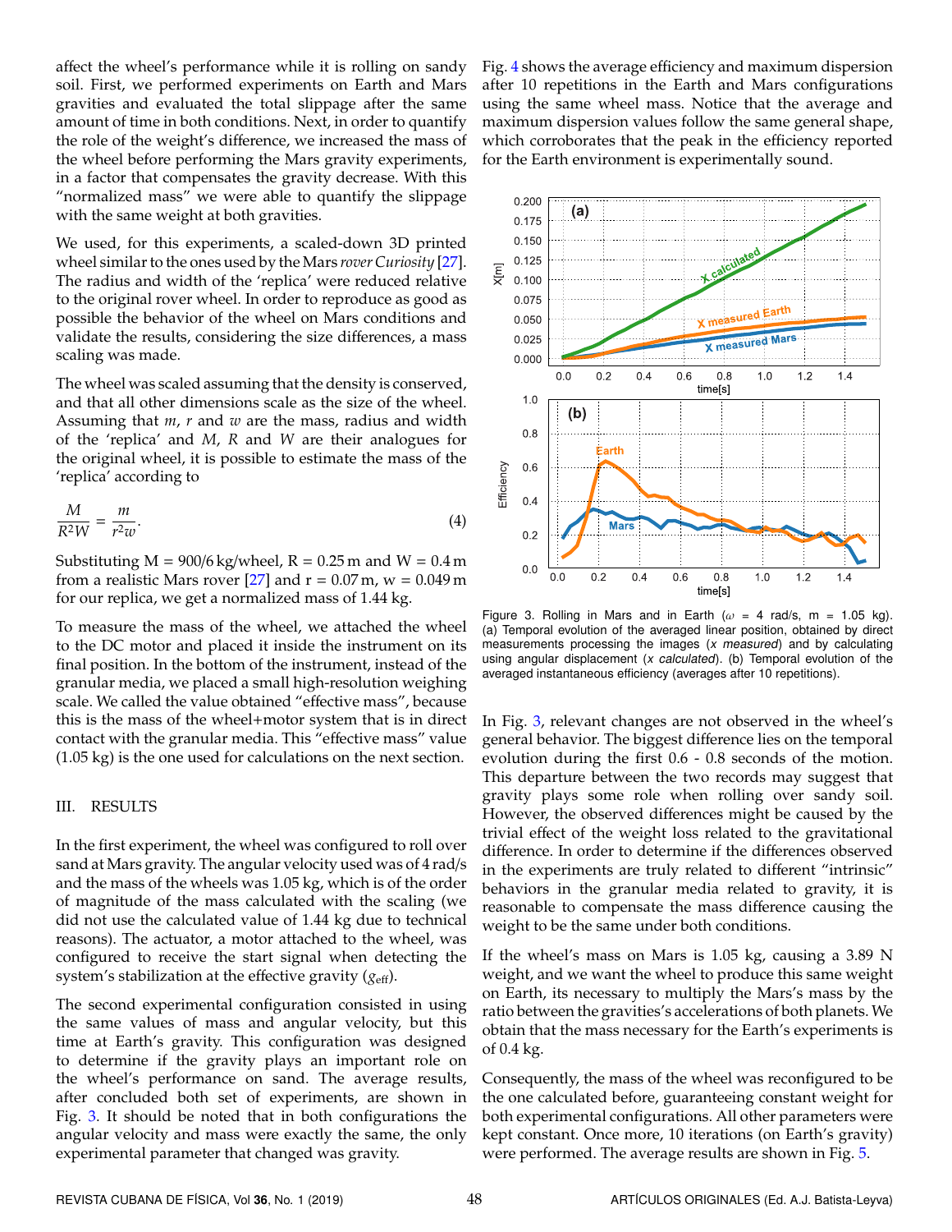affect the wheel's performance while it is rolling on sandy soil. First, we performed experiments on Earth and Mars gravities and evaluated the total slippage after the same amount of time in both conditions. Next, in order to quantify the role of the weight's difference, we increased the mass of the wheel before performing the Mars gravity experiments, in a factor that compensates the gravity decrease. With this "normalized mass" we were able to quantify the slippage with the same weight at both gravities.

We used, for this experiments, a scaled-down 3D printed wheel similar to the ones used by the Mars *rover Curiosity* [27]. The radius and width of the 'replica' were reduced relative to the original rover wheel. In order to reproduce as good as possible the behavior of the wheel on Mars conditions and validate the results, considering the size differences, a mass scaling was made.

The wheel was scaled assuming that the density is conserved, and that all other dimensions scale as the size of the wheel. Assuming that $m$, $r$ and $w$ are the mass, radius and width of the 'replica' and $M$, $R$ and $W$ are their analogues for the original wheel, it is possible to estimate the mass of the 'replica' according to

$$\frac{M}{R^2 W} = \frac{m}{r^2 w}. \quad (4)$$

Substituting M = 900/6 kg/wheel, R = 0.25 m and W = 0.4 m from a realistic Mars rover [27] and r = 0.07 m, w = 0.049 m for our replica, we get a normalized mass of 1.44 kg.

To measure the mass of the wheel, we attached the wheel to the DC motor and placed it inside the instrument on its final position. In the bottom of the instrument, instead of the granular media, we placed a small high-resolution weighing scale. We called the value obtained "effective mass", because this is the mass of the wheel+motor system that is in direct contact with the granular media. This "effective mass" value (1.05 kg) is the one used for calculations on the next section.

## III. RESULTS

In the first experiment, the wheel was configured to roll over sand at Mars gravity. The angular velocity used was of 4 rad/s and the mass of the wheels was 1.05 kg, which is of the order of magnitude of the mass calculated with the scaling (we did not use the calculated value of 1.44 kg due to technical reasons). The actuator, a motor attached to the wheel, was configured to receive the start signal when detecting the system's stabilization at the effective gravity ($g_{\text{eff}}$).

The second experimental configuration consisted in using the same values of mass and angular velocity, but this time at Earth's gravity. This configuration was designed to determine if the gravity plays an important role on the wheel's performance on sand. The average results, after concluded both set of experiments, are shown in Fig. 3. It should be noted that in both configurations the angular velocity and mass were exactly the same, the only experimental parameter that changed was gravity.

Fig. 4 shows the average efficiency and maximum dispersion after 10 repetitions in the Earth and Mars configurations using the same wheel mass. Notice that the average and maximum dispersion values follow the same general shape, which corroborates that the peak in the efficiency reported for the Earth environment is experimentally sound.

Figure 3. Rolling in Mars and in Earth ($\omega$ = 4 rad/s, m = 1.05 kg). (a) Temporal evolution of the averaged linear position, obtained by direct measurements processing the images (*x measured*) and by calculating using angular displacement (*x calculated*). (b) Temporal evolution of the averaged instantaneous efficiency (averages after 10 repetitions).

In Fig. 3, relevant changes are not observed in the wheel's general behavior. The biggest difference lies on the temporal evolution during the first 0.6 - 0.8 seconds of the motion. This departure between the two records may suggest that gravity plays some role when rolling over sandy soil. However, the observed differences might be caused by the trivial effect of the weight loss related to the gravitational difference. In order to determine if the differences observed in the experiments are truly related to different "intrinsic" behaviors in the granular media related to gravity, it is reasonable to compensate the mass difference causing the weight to be the same under both conditions.

If the wheel's mass on Mars is 1.05 kg, causing a 3.89 N weight, and we want the wheel to produce this same weight on Earth, its necessary to multiply the Mars's mass by the ratio between the gravities's accelerations of both planets. We obtain that the mass necessary for the Earth's experiments is of 0.4 kg.

Consequently, the mass of the wheel was reconfigured to be the one calculated before, guaranteeing constant weight for both experimental configurations. All other parameters were kept constant. Once more, 10 iterations (on Earth's gravity) were performed. The average results are shown in Fig. 5.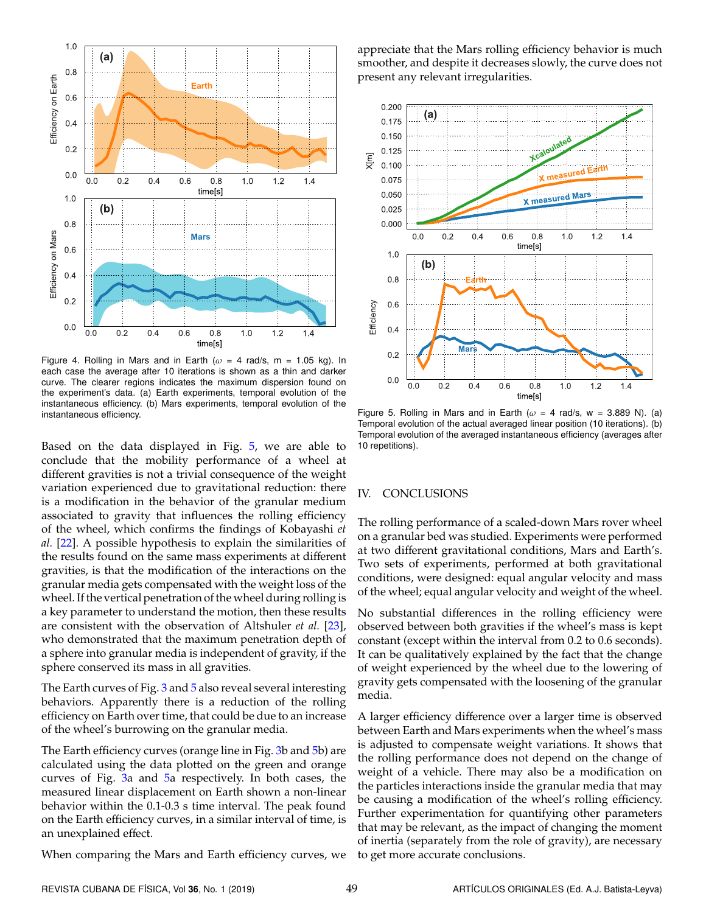Figure 4. Rolling in Mars and in Earth ($\omega$ = 4 rad/s, m = 1.05 kg). In each case the average after 10 iterations is shown as a thin and darker curve. The clearer regions indicates the maximum dispersion found on the experiment's data. (a) Earth experiments, temporal evolution of the instantaneous efficiency. (b) Mars experiments, temporal evolution of the instantaneous efficiency.

Based on the data displayed in Fig. 5, we are able to conclude that the mobility performance of a wheel at different gravities is not a trivial consequence of the weight variation experienced due to gravitational reduction: there is a modification in the behavior of the granular medium associated to gravity that influences the rolling efficiency of the wheel, which confirms the findings of Kobayashi *et al.* [22]. A possible hypothesis to explain the similarities of the results found on the same mass experiments at different gravities, is that the modification of the interactions on the granular media gets compensated with the weight loss of the wheel. If the vertical penetration of the wheel during rolling is a key parameter to understand the motion, then these results are consistent with the observation of Altshuler *et al.* [23], who demonstrated that the maximum penetration depth of a sphere into granular media is independent of gravity, if the sphere conserved its mass in all gravities.

The Earth curves of Fig. 3 and 5 also reveal several interesting behaviors. Apparently there is a reduction of the rolling efficiency on Earth over time, that could be due to an increase of the wheel's burrowing on the granular media.

The Earth efficiency curves (orange line in Fig. 3b and 5b) are calculated using the data plotted on the green and orange curves of Fig. 3a and 5a respectively. In both cases, the measured linear displacement on Earth shown a non-linear behavior within the 0.1-0.3 s time interval. The peak found on the Earth efficiency curves, in a similar interval of time, is an unexplained effect.

When comparing the Mars and Earth efficiency curves, we appreciate that the Mars rolling efficiency behavior is much smoother, and despite it decreases slowly, the curve does not present any relevant irregularities.

Figure 5. Rolling in Mars and in Earth ($\omega$ = 4 rad/s, w = 3.889 N). (a) Temporal evolution of the actual averaged linear position (10 iterations). (b) Temporal evolution of the averaged instantaneous efficiency (averages after 10 repetitions).

## IV. CONCLUSIONS

The rolling performance of a scaled-down Mars rover wheel on a granular bed was studied. Experiments were performed at two different gravitational conditions, Mars and Earth's. Two sets of experiments, performed at both gravitational conditions, were designed: equal angular velocity and mass of the wheel; equal angular velocity and weight of the wheel.

No substantial differences in the rolling efficiency were observed between both gravities if the wheel's mass is kept constant (except within the interval from 0.2 to 0.6 seconds). It can be qualitatively explained by the fact that the change of weight experienced by the wheel due to the lowering of gravity gets compensated with the loosening of the granular media.

A larger efficiency difference over a larger time is observed between Earth and Mars experiments when the wheel's mass is adjusted to compensate weight variations. It shows that the rolling performance does not depend on the change of weight of a vehicle. There may also be a modification on the particles interactions inside the granular media that may be causing a modification of the wheel's rolling efficiency. Further experimentation for quantifying other parameters that may be relevant, as the impact of changing the moment of inertia (separately from the role of gravity), are necessary to get more accurate conclusions.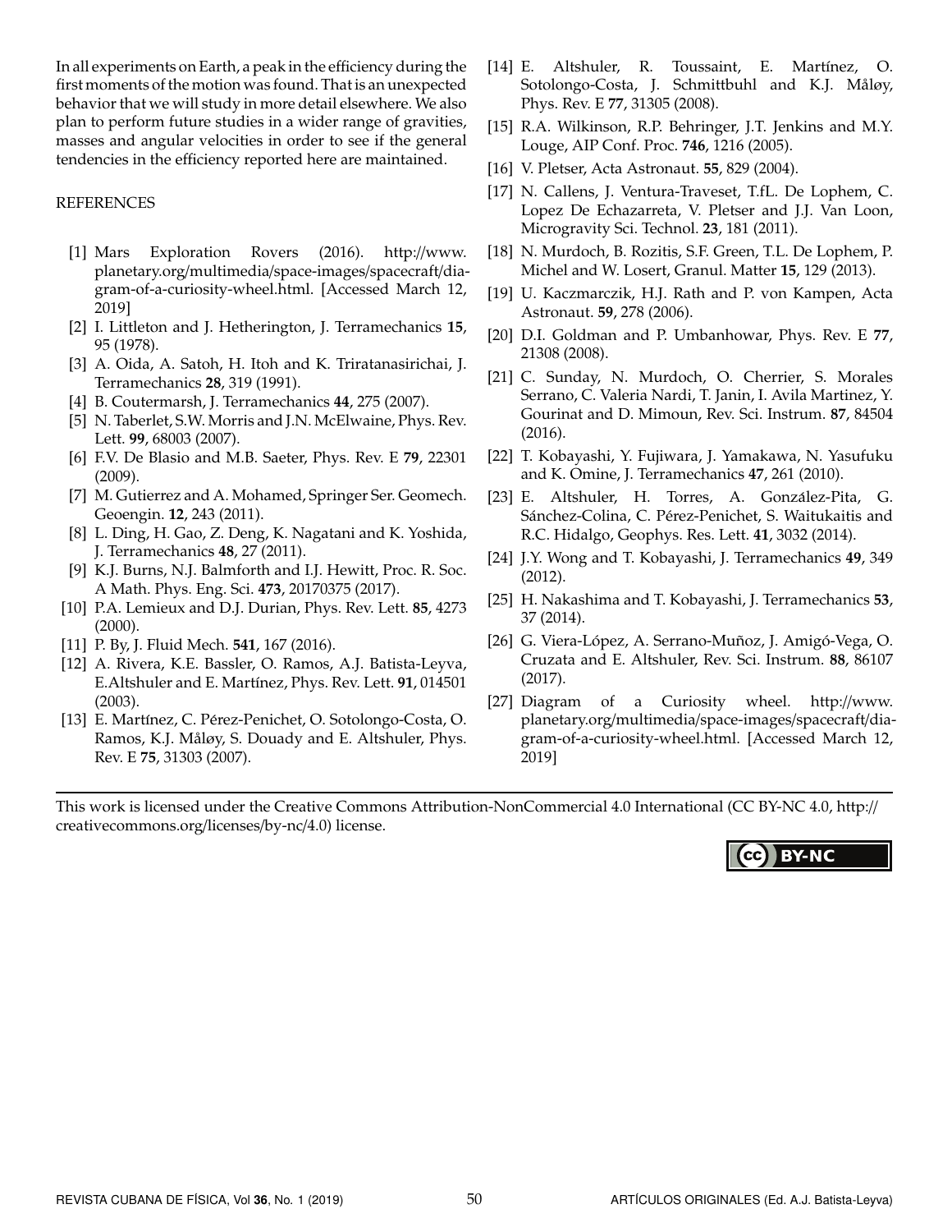In all experiments on Earth, a peak in the efficiency during the first moments of the motion was found. That is an unexpected behavior that we will study in more detail elsewhere. We also plan to perform future studies in a wider range of gravities, masses and angular velocities in order to see if the general tendencies in the efficiency reported here are maintained.

## REFERENCES

[1] Mars Exploration Rovers (2016). http://www.planetary.org/multimedia/space-images/spacecraft/diagram-of-a-curiosity-wheel.html. [Accessed March 12, 2019]

[2] I. Littleton and J. Hetherington, J. Terramechanics **15**, 95 (1978).

[3] A. Oida, A. Satoh, H. Itoh and K. Triratanasirichai, J. Terramechanics **28**, 319 (1991).

[4] B. Coutermarsh, J. Terramechanics **44**, 275 (2007).

[5] N. Taberlet, S.W. Morris and J.N. McElwaine, Phys. Rev. Lett. **99**, 68003 (2007).

[6] F.V. De Blasio and M.B. Saeter, Phys. Rev. E **79**, 22301 (2009).

[7] M. Gutierrez and A. Mohamed, Springer Ser. Geomech. Geoengin. **12**, 243 (2011).

[8] L. Ding, H. Gao, Z. Deng, K. Nagatani and K. Yoshida, J. Terramechanics **48**, 27 (2011).

[9] K.J. Burns, N.J. Balmforth and I.J. Hewitt, Proc. R. Soc. A Math. Phys. Eng. Sci. **473**, 20170375 (2017).

[10] P.A. Lemieux and D.J. Durian, Phys. Rev. Lett. **85**, 4273 (2000).

[11] P. By, J. Fluid Mech. **541**, 167 (2016).

[12] A. Rivera, K.E. Bassler, O. Ramos, A.J. Batista-Leyva, E.Altshuler and E. Martínez, Phys. Rev. Lett. **91**, 014501 (2003).

[13] E. Martínez, C. Pérez-Penichet, O. Sotolongo-Costa, O. Ramos, K.J. Måløy, S. Douady and E. Altshuler, Phys. Rev. E **75**, 31303 (2007).

[14] E. Altshuler, R. Toussaint, E. Martínez, O. Sotolongo-Costa, J. Schmittbuhl and K.J. Måløy, Phys. Rev. E **77**, 31305 (2008).

[15] R.A. Wilkinson, R.P. Behringer, J.T. Jenkins and M.Y. Louge, AIP Conf. Proc. **746**, 1216 (2005).

[16] V. Pletser, Acta Astronaut. **55**, 829 (2004).

[17] N. Callens, J. Ventura-Traveset, T.fL. De Lophem, C. Lopez De Echazarreta, V. Pletser and J.J. Van Loon, Microgravity Sci. Technol. **23**, 181 (2011).

[18] N. Murdoch, B. Rozitis, S.F. Green, T.L. De Lophem, P. Michel and W. Losert, Granul. Matter **15**, 129 (2013).

[19] U. Kaczmarczik, H.J. Rath and P. von Kampen, Acta Astronaut. **59**, 278 (2006).

[20] D.I. Goldman and P. Umbanhowar, Phys. Rev. E **77**, 21308 (2008).

[21] C. Sunday, N. Murdoch, O. Cherrier, S. Morales Serrano, C. Valeria Nardi, T. Janin, I. Avila Martinez, Y. Gourinat and D. Mimoun, Rev. Sci. Instrum. **87**, 84504 (2016).

[22] T. Kobayashi, Y. Fujiwara, J. Yamakawa, N. Yasufuku and K. Omine, J. Terramechanics **47**, 261 (2010).

[23] E. Altshuler, H. Torres, A. González-Pita, G. Sánchez-Colina, C. Pérez-Penichet, S. Waitukaitis and R.C. Hidalgo, Geophys. Res. Lett. **41**, 3032 (2014).

[24] J.Y. Wong and T. Kobayashi, J. Terramechanics **49**, 349 (2012).

[25] H. Nakashima and T. Kobayashi, J. Terramechanics **53**, 37 (2014).

[26] G. Viera-López, A. Serrano-Muñoz, J. Amigó-Vega, O. Cruzata and E. Altshuler, Rev. Sci. Instrum. **88**, 86107 (2017).

[27] Diagram of a Curiosity wheel. http://www.planetary.org/multimedia/space-images/spacecraft/diagram-of-a-curiosity-wheel.html. [Accessed March 12, 2019]

This work is licensed under the Creative Commons Attribution-NonCommercial 4.0 International (CC BY-NC 4.0, http://creativecommons.org/licenses/by-nc/4.0) license.